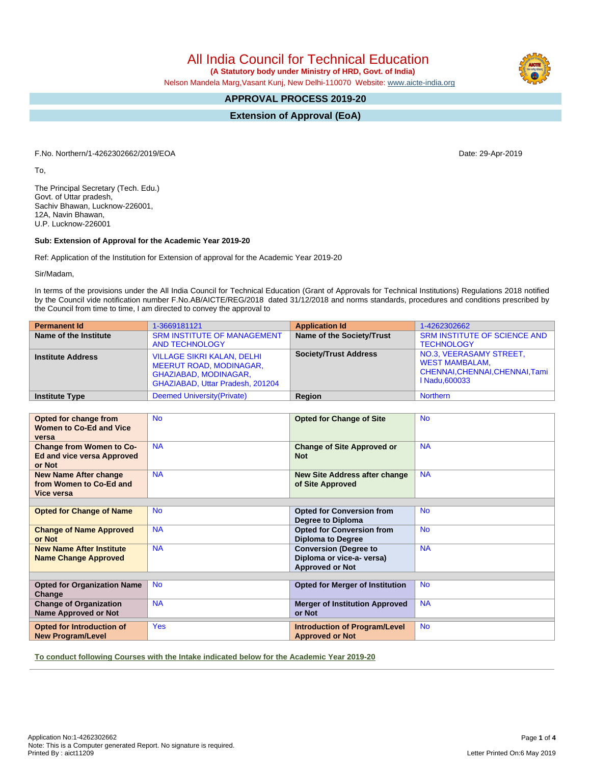# All India Council for Technical Education

**(A Statutory body under Ministry of HRD, Govt. of India)**

Nelson Mandela Marg,Vasant Kunj, New Delhi-110070 Website: www.aicte-india.org

## APPROVAL PROCESS 2019-20

## Extension of Approval (EoA)

F.No. Northern/1-4262302662/2019/EOA

Date: 29-Apr-2019

To,

The Principal Secretary (Tech. Edu.)
Govt. of Uttar pradesh,
Sachiv Bhawan, Lucknow-226001,
12A, Navin Bhawan,
U.P. Lucknow-226001

**Sub: Extension of Approval for the Academic Year 2019-20**

Ref: Application of the Institution for Extension of approval for the Academic Year 2019-20

Sir/Madam,

In terms of the provisions under the All India Council for Technical Education (Grant of Approvals for Technical Institutions) Regulations 2018 notified by the Council vide notification number F.No.AB/AICTE/REG/2018 dated 31/12/2018 and norms standards, procedures and conditions prescribed by the Council from time to time, I am directed to convey the approval to

| **Permanent Id** | 1-3669181121 | **Application Id** | 1-4262302662 |
|---|---|---|---|
| **Name of the Institute** | SRM INSTITUTE OF MANAGEMENT AND TECHNOLOGY | **Name of the Society/Trust** | SRM INSTITUTE OF SCIENCE AND TECHNOLOGY |
| **Institute Address** | VILLAGE SIKRI KALAN, DELHI MEERUT ROAD, MODINAGAR, GHAZIABAD, MODINAGAR, GHAZIABAD, Uttar Pradesh, 201204 | **Society/Trust Address** | NO.3, VEERASAMY STREET, WEST MAMBALAM, CHENNAI,CHENNAI,CHENNAI,Tamil Nadu,600033 |
| **Institute Type** | Deemed University(Private) | **Region** | Northern |

| | | | |
|---|---|---|---|
| **Opted for change from Women to Co-Ed and Vice versa** | No | **Opted for Change of Site** | No |
| **Change from Women to Co-Ed and vice versa Approved or Not** | NA | **Change of Site Approved or Not** | NA |
| **New Name After change from Women to Co-Ed and Vice versa** | NA | **New Site Address after change of Site Approved** | NA |
| **Opted for Change of Name** | No | **Opted for Conversion from Degree to Diploma** | No |
| **Change of Name Approved or Not** | NA | **Opted for Conversion from Diploma to Degree** | No |
| **New Name After Institute Name Change Approved** | NA | **Conversion (Degree to Diploma or vice-a- versa) Approved or Not** | NA |
| **Opted for Organization Name Change** | No | **Opted for Merger of Institution** | No |
| **Change of Organization Name Approved or Not** | NA | **Merger of Institution Approved or Not** | NA |
| **Opted for Introduction of New Program/Level** | Yes | **Introduction of Program/Level Approved or Not** | No |

**To conduct following Courses with the Intake indicated below for the Academic Year 2019-20**

Application No:1-4262302662
Note: This is a Computer generated Report. No signature is required.
Printed By : aict11209

Letter Printed On:6 May 2019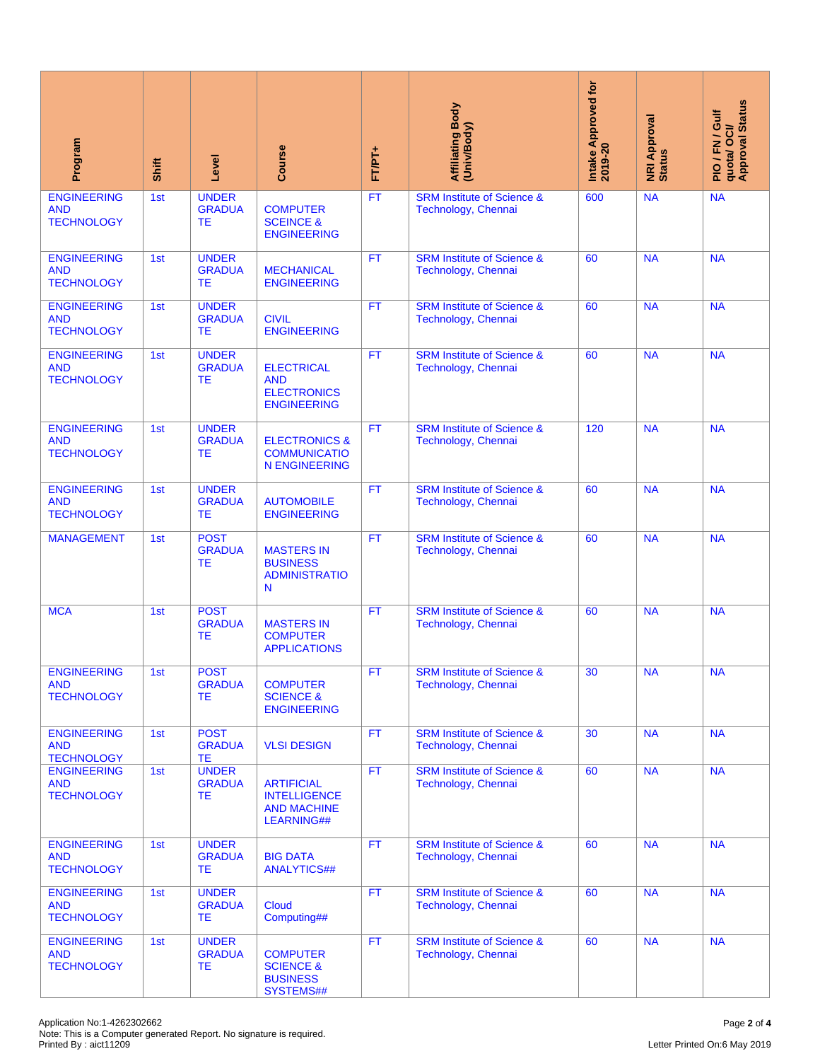| Program | Shift | Level | Course | FT/PT+ | Affiliating Body (Univ/Body) | Intake Approved for 2019-20 | NRI Approval Status | PIO / FN / Gulf quota/ OCI/ Approval Status |
|---|---|---|---|---|---|---|---|---|
| ENGINEERING AND TECHNOLOGY | 1st | UNDER GRADUATE | COMPUTER SCEINCE & ENGINEERING | FT | SRM Institute of Science & Technology, Chennai | 600 | NA | NA |
| ENGINEERING AND TECHNOLOGY | 1st | UNDER GRADUATE | MECHANICAL ENGINEERING | FT | SRM Institute of Science & Technology, Chennai | 60 | NA | NA |
| ENGINEERING AND TECHNOLOGY | 1st | UNDER GRADUATE | CIVIL ENGINEERING | FT | SRM Institute of Science & Technology, Chennai | 60 | NA | NA |
| ENGINEERING AND TECHNOLOGY | 1st | UNDER GRADUATE | ELECTRICAL AND ELECTRONICS ENGINEERING | FT | SRM Institute of Science & Technology, Chennai | 60 | NA | NA |
| ENGINEERING AND TECHNOLOGY | 1st | UNDER GRADUATE | ELECTRONICS & COMMUNICATION ENGINEERING | FT | SRM Institute of Science & Technology, Chennai | 120 | NA | NA |
| ENGINEERING AND TECHNOLOGY | 1st | UNDER GRADUATE | AUTOMOBILE ENGINEERING | FT | SRM Institute of Science & Technology, Chennai | 60 | NA | NA |
| MANAGEMENT | 1st | POST GRADUATE | MASTERS IN BUSINESS ADMINISTRATION | FT | SRM Institute of Science & Technology, Chennai | 60 | NA | NA |
| MCA | 1st | POST GRADUATE | MASTERS IN COMPUTER APPLICATIONS | FT | SRM Institute of Science & Technology, Chennai | 60 | NA | NA |
| ENGINEERING AND TECHNOLOGY | 1st | POST GRADUATE | COMPUTER SCIENCE & ENGINEERING | FT | SRM Institute of Science & Technology, Chennai | 30 | NA | NA |
| ENGINEERING AND TECHNOLOGY | 1st | POST GRADUATE | VLSI DESIGN | FT | SRM Institute of Science & Technology, Chennai | 30 | NA | NA |
| ENGINEERING AND TECHNOLOGY | 1st | UNDER GRADUATE | ARTIFICIAL INTELLIGENCE AND MACHINE LEARNING## | FT | SRM Institute of Science & Technology, Chennai | 60 | NA | NA |
| ENGINEERING AND TECHNOLOGY | 1st | UNDER GRADUATE | BIG DATA ANALYTICS## | FT | SRM Institute of Science & Technology, Chennai | 60 | NA | NA |
| ENGINEERING AND TECHNOLOGY | 1st | UNDER GRADUATE | Cloud Computing## | FT | SRM Institute of Science & Technology, Chennai | 60 | NA | NA |
| ENGINEERING AND TECHNOLOGY | 1st | UNDER GRADUATE | COMPUTER SCIENCE & BUSINESS SYSTEMS## | FT | SRM Institute of Science & Technology, Chennai | 60 | NA | NA |

Application No:1-4262302662
Note: This is a Computer generated Report. No signature is required.
Printed By : aict11209

Letter Printed On:6 May 2019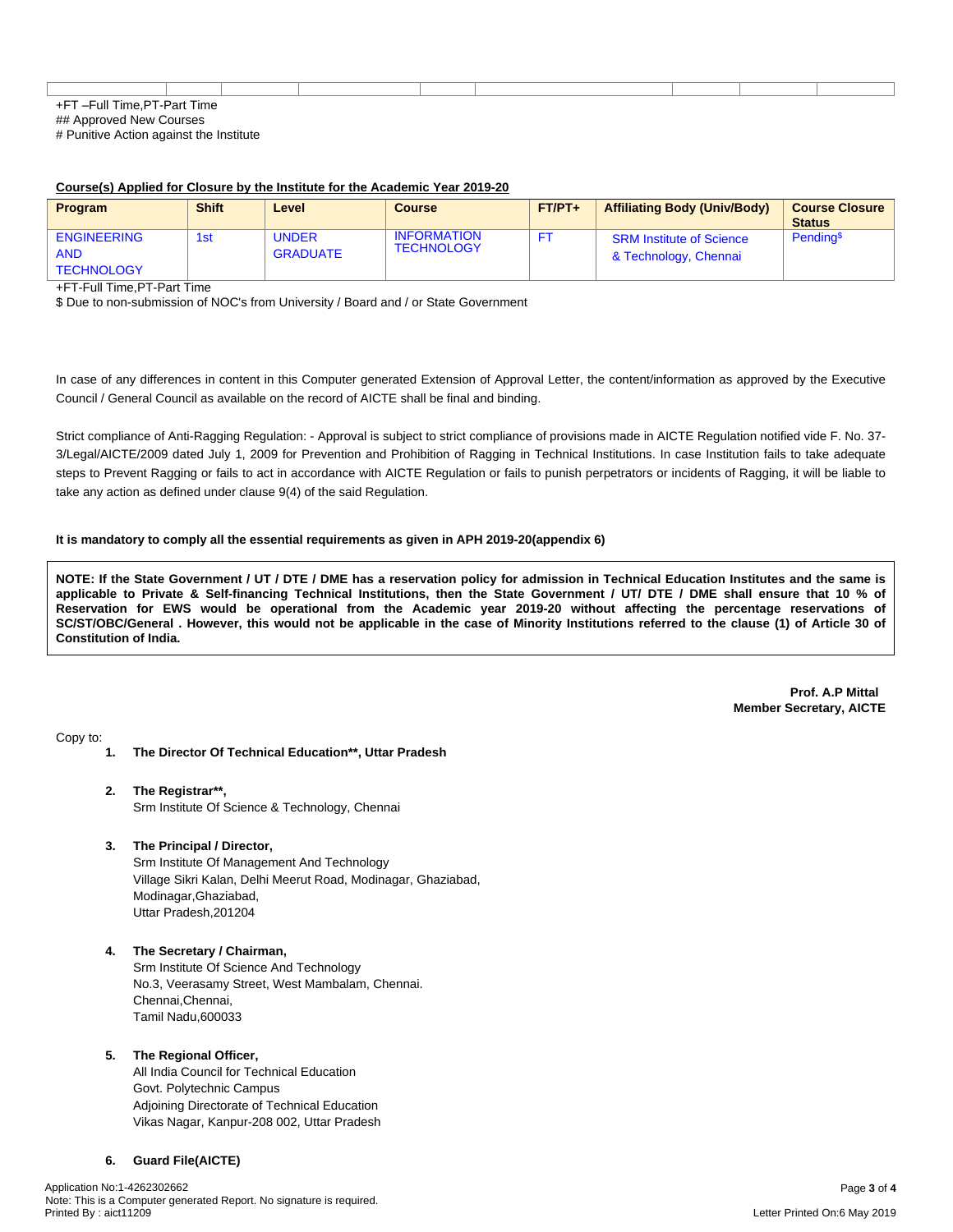+FT –Full Time,PT-Part Time
## Approved New Courses
# Punitive Action against the Institute

**Course(s) Applied for Closure by the Institute for the Academic Year 2019-20**

| Program | Shift | Level | Course | FT/PT+ | Affiliating Body (Univ/Body) | Course Closure Status |
|---|---|---|---|---|---|---|
| ENGINEERING AND TECHNOLOGY | 1st | UNDER GRADUATE | INFORMATION TECHNOLOGY | FT | SRM Institute of Science & Technology, Chennai | Pending$ |

+FT-Full Time,PT-Part Time
$ Due to non-submission of NOC's from University / Board and / or State Government

In case of any differences in content in this Computer generated Extension of Approval Letter, the content/information as approved by the Executive Council / General Council as available on the record of AICTE shall be final and binding.

Strict compliance of Anti-Ragging Regulation: - Approval is subject to strict compliance of provisions made in AICTE Regulation notified vide F. No. 37-3/Legal/AICTE/2009 dated July 1, 2009 for Prevention and Prohibition of Ragging in Technical Institutions. In case Institution fails to take adequate steps to Prevent Ragging or fails to act in accordance with AICTE Regulation or fails to punish perpetrators or incidents of Ragging, it will be liable to take any action as defined under clause 9(4) of the said Regulation.

**It is mandatory to comply all the essential requirements as given in APH 2019-20(appendix 6)**

**NOTE: If the State Government / UT / DTE / DME has a reservation policy for admission in Technical Education Institutes and the same is applicable to Private & Self-financing Technical Institutions, then the State Government / UT/ DTE / DME shall ensure that 10 % of Reservation for EWS would be operational from the Academic year 2019-20 without affecting the percentage reservations of SC/ST/OBC/General . However, this would not be applicable in the case of Minority Institutions referred to the clause (1) of Article 30 of Constitution of India.**

**Prof. A.P Mittal**
**Member Secretary, AICTE**

Copy to:

1. **The Director Of Technical Education**\*\*, **Uttar Pradesh**

2. **The Registrar**\*\*,
   Srm Institute Of Science & Technology, Chennai

3. **The Principal / Director,**
   Srm Institute Of Management And Technology
   Village Sikri Kalan, Delhi Meerut Road, Modinagar, Ghaziabad,
   Modinagar,Ghaziabad,
   Uttar Pradesh,201204

4. **The Secretary / Chairman,**
   Srm Institute Of Science And Technology
   No.3, Veerasamy Street, West Mambalam, Chennai.
   Chennai,Chennai,
   Tamil Nadu,600033

5. **The Regional Officer,**
   All India Council for Technical Education
   Govt. Polytechnic Campus
   Adjoining Directorate of Technical Education
   Vikas Nagar, Kanpur-208 002, Uttar Pradesh

6. **Guard File(AICTE)**

Application No:1-4262302662
Note: This is a Computer generated Report. No signature is required.
Printed By : aict11209

Letter Printed On:6 May 2019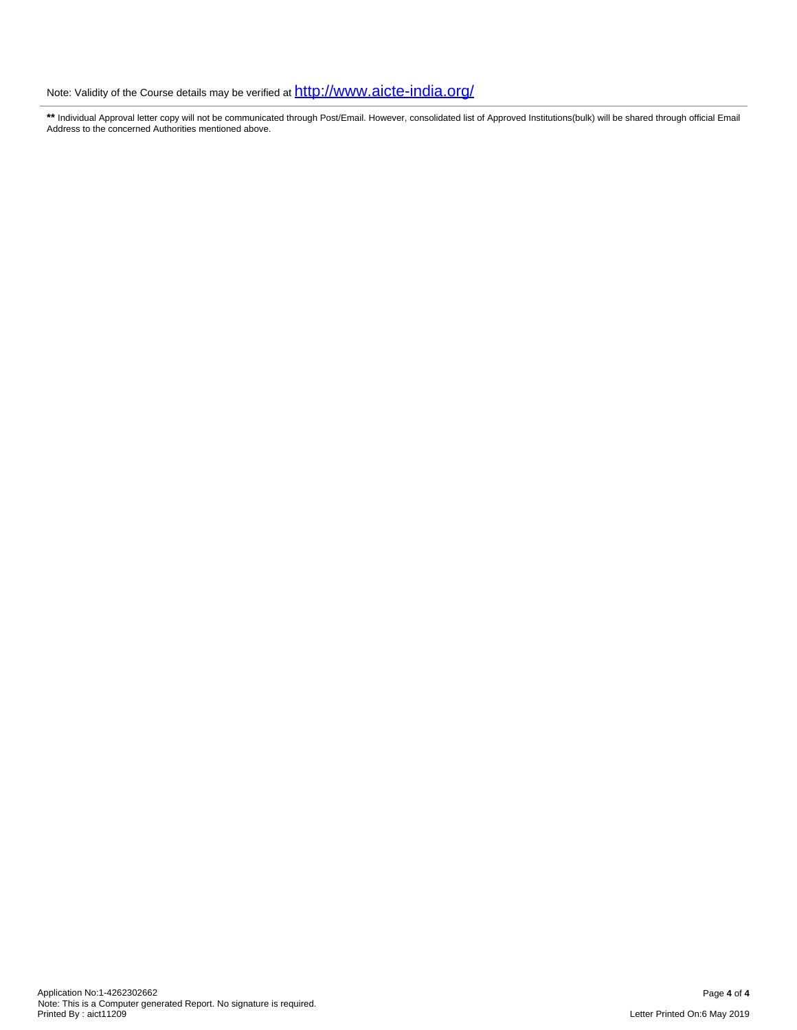Note: Validity of the Course details may be verified at http://www.aicte-india.org/

---

** Individual Approval letter copy will not be communicated through Post/Email. However, consolidated list of Approved Institutions(bulk) will be shared through official Email Address to the concerned Authorities mentioned above.

Application No:1-4262302662
Note: This is a Computer generated Report. No signature is required.
Printed By : aict11209

Letter Printed On:6 May 2019